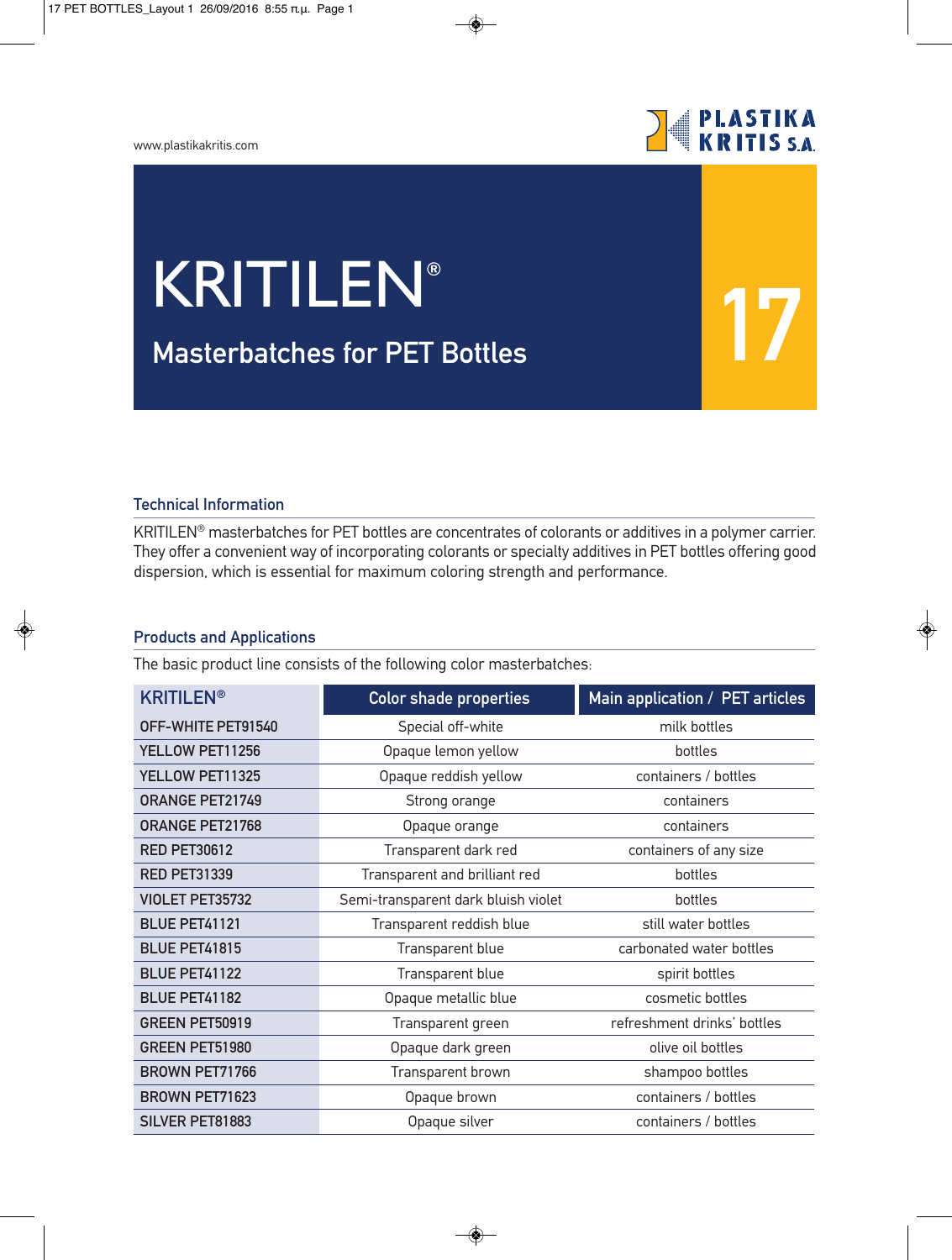www.plastikakritis.com

PLASTIKA KRITIS S.A.

# KRITILEN®

## Masterbatches for PET Bottles

17

### Technical Information

KRITILEN® masterbatches for PET bottles are concentrates of colorants or additives in a polymer carrier. They offer a convenient way of incorporating colorants or specialty additives in PET bottles offering good dispersion, which is essential for maximum coloring strength and performance.

### Products and Applications

The basic product line consists of the following color masterbatches:

| KRITILEN® | Color shade properties | Main application / PET articles |
|---|---|---|
| OFF-WHITE PET91540 | Special off-white | milk bottles |
| YELLOW PET11256 | Opaque lemon yellow | bottles |
| YELLOW PET11325 | Opaque reddish yellow | containers / bottles |
| ORANGE PET21749 | Strong orange | containers |
| ORANGE PET21768 | Opaque orange | containers |
| RED PET30612 | Transparent dark red | containers of any size |
| RED PET31339 | Transparent and brilliant red | bottles |
| VIOLET PET35732 | Semi-transparent dark bluish violet | bottles |
| BLUE PET41121 | Transparent reddish blue | still water bottles |
| BLUE PET41815 | Transparent blue | carbonated water bottles |
| BLUE PET41122 | Transparent blue | spirit bottles |
| BLUE PET41182 | Opaque metallic blue | cosmetic bottles |
| GREEN PET50919 | Transparent green | refreshment drinks' bottles |
| GREEN PET51980 | Opaque dark green | olive oil bottles |
| BROWN PET71766 | Transparent brown | shampoo bottles |
| BROWN PET71623 | Opaque brown | containers / bottles |
| SILVER PET81883 | Opaque silver | containers / bottles |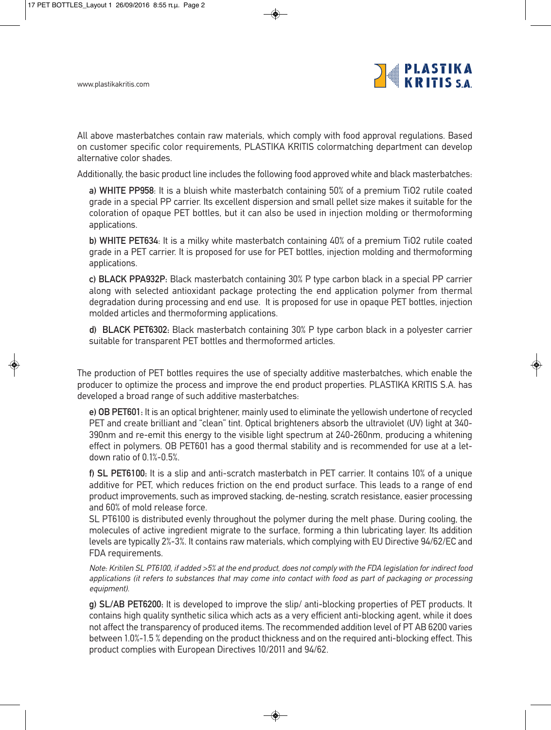All above masterbatches contain raw materials, which comply with food approval regulations. Based on customer specific color requirements, PLASTIKA KRITIS colormatching department can develop alternative color shades.

Additionally, the basic product line includes the following food approved white and black masterbatches:

**a) WHITE PP958**: It is a bluish white masterbatch containing 50% of a premium $TiO_2$ rutile coated grade in a special PP carrier. Its excellent dispersion and small pellet size makes it suitable for the coloration of opaque PET bottles, but it can also be used in injection molding or thermoforming applications.

**b) WHITE PET634**: It is a milky white masterbatch containing 40% of a premium $TiO_2$ rutile coated grade in a PET carrier. It is proposed for use for PET bottles, injection molding and thermoforming applications.

**c) BLACK PPA932P:** Black masterbatch containing 30% P type carbon black in a special PP carrier along with selected antioxidant package protecting the end application polymer from thermal degradation during processing and end use. It is proposed for use in opaque PET bottles, injection molded articles and thermoforming applications.

**d) BLACK PET6302:** Black masterbatch containing 30% P type carbon black in a polyester carrier suitable for transparent PET bottles and thermoformed articles.

The production of PET bottles requires the use of specialty additive masterbatches, which enable the producer to optimize the process and improve the end product properties. PLASTIKA KRITIS S.A. has developed a broad range of such additive masterbatches:

**e) OB PET601:** It is an optical brightener, mainly used to eliminate the yellowish undertone of recycled PET and create brilliant and "clean" tint. Optical brighteners absorb the ultraviolet (UV) light at 340-390nm and re-emit this energy to the visible light spectrum at 240-260nm, producing a whitening effect in polymers. OB PET601 has a good thermal stability and is recommended for use at a let-down ratio of 0.1%-0.5%.

**f) SL PET6100:** It is a slip and anti-scratch masterbatch in PET carrier. It contains 10% of a unique additive for PET, which reduces friction on the end product surface. This leads to a range of end product improvements, such as improved stacking, de-nesting, scratch resistance, easier processing and 60% of mold release force.
SL PT6100 is distributed evenly throughout the polymer during the melt phase. During cooling, the molecules of active ingredient migrate to the surface, forming a thin lubricating layer. Its addition levels are typically 2%-3%. It contains raw materials, which complying with EU Directive 94/62/EC and FDA requirements.

*Note: Kritilen SL PT6100, if added >5% at the end product, does not comply with the FDA legislation for indirect food applications (it refers to substances that may come into contact with food as part of packaging or processing equipment).*

**g) SL/AB PET6200:** It is developed to improve the slip/ anti-blocking properties of PET products. It contains high quality synthetic silica which acts as a very efficient anti-blocking agent, while it does not affect the transparency of produced items. The recommended addition level of PT AB 6200 varies between 1.0%-1.5 % depending on the product thickness and on the required anti-blocking effect. This product complies with European Directives 10/2011 and 94/62.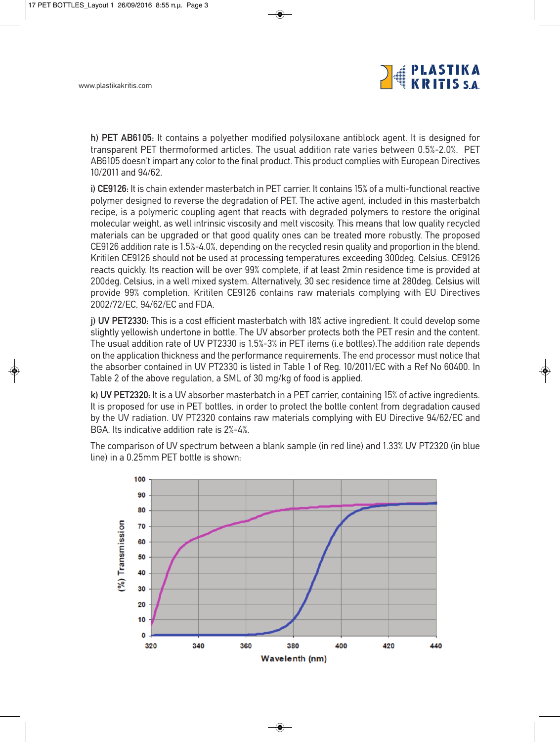h) **PET AB6105**: It contains a polyether modified polysiloxane antiblock agent. It is designed for transparent PET thermoformed articles. The usual addition rate varies between 0.5%-2.0%. PET AB6105 doesn't impart any color to the final product. This product complies with European Directives 10/2011 and 94/62.

i) **CE9126**: It is chain extender masterbatch in PET carrier. It contains 15% of a multi-functional reactive polymer designed to reverse the degradation of PET. The active agent, included in this masterbatch recipe, is a polymeric coupling agent that reacts with degraded polymers to restore the original molecular weight, as well intrinsic viscosity and melt viscosity. This means that low quality recycled materials can be upgraded or that good quality ones can be treated more robustly. The proposed CE9126 addition rate is 1.5%-4.0%, depending on the recycled resin quality and proportion in the blend. Kritilen CE9126 should not be used at processing temperatures exceeding 300deg. Celsius. CE9126 reacts quickly. Its reaction will be over 99% complete, if at least 2min residence time is provided at 200deg. Celsius, in a well mixed system. Alternatively, 30 sec residence time at 280deg. Celsius will provide 99% completion. Kritilen CE9126 contains raw materials complying with EU Directives 2002/72/EC, 94/62/EC and FDA.

j) **UV PET2330**: This is a cost efficient masterbatch with 18% active ingredient. It could develop some slightly yellowish undertone in bottle. The UV absorber protects both the PET resin and the content. The usual addition rate of UV PT2330 is 1.5%-3% in PET items (i.e bottles).The addition rate depends on the application thickness and the performance requirements. The end processor must notice that the absorber contained in UV PT2330 is listed in Table 1 of Reg. 10/2011/EC with a Ref No 60400. In Table 2 of the above regulation, a SML of 30 mg/kg of food is applied.

k) **UV PET2320**: It is a UV absorber masterbatch in a PET carrier, containing 15% of active ingredients. It is proposed for use in PET bottles, in order to protect the bottle content from degradation caused by the UV radiation. UV PT2320 contains raw materials complying with EU Directive 94/62/EC and BGA. Its indicative addition rate is 2%-4%.

The comparison of UV spectrum between a blank sample (in red line) and 1.33% UV PT2320 (in blue line) in a 0.25mm PET bottle is shown: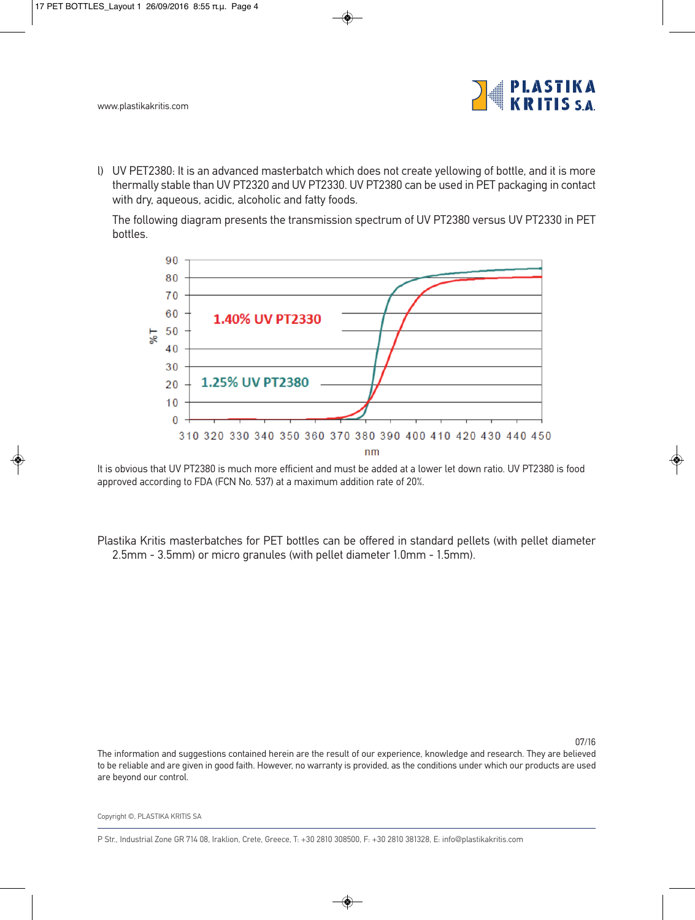www.plastikakritis.com

l) UV PET2380: It is an advanced masterbatch which does not create yellowing of bottle, and it is more thermally stable than UV PT2320 and UV PT2330. UV PT2380 can be used in PET packaging in contact with dry, aqueous, acidic, alcoholic and fatty foods.

The following diagram presents the transmission spectrum of UV PT2380 versus UV PT2330 in PET bottles.

1.40% UV PT2330

1.25% UV PT2380

% T

0 10 20 30 40 50 60 70 80 90

310 320 330 340 350 360 370 380 390 400 410 420 430 440 450

nm

It is obvious that UV PT2380 is much more efficient and must be added at a lower let down ratio. UV PT2380 is food approved according to FDA (FCN No. 537) at a maximum addition rate of 20%.

Plastika Kritis masterbatches for PET bottles can be offered in standard pellets (with pellet diameter 2.5mm - 3.5mm) or micro granules (with pellet diameter 1.0mm - 1.5mm).

07/16

The information and suggestions contained herein are the result of our experience, knowledge and research. They are believed to be reliable and are given in good faith. However, no warranty is provided, as the conditions under which our products are used are beyond our control.

Copyright ©, PLASTIKA KRITIS SA

P Str., Industrial Zone GR 714 08, Iraklion, Crete, Greece, T: +30 2810 308500, F: +30 2810 381328, E: info@plastikakritis.com